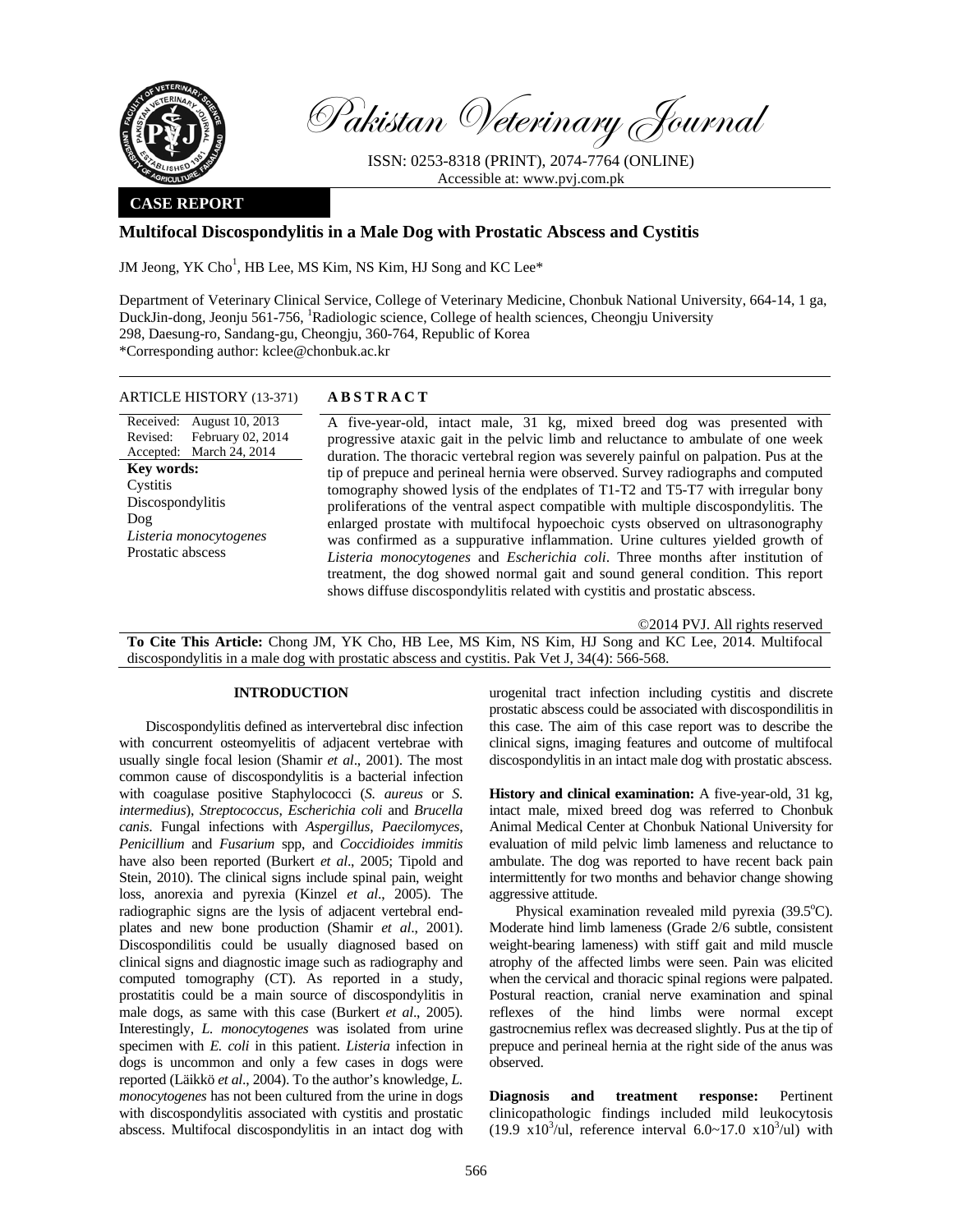# Pakistan Veterinary Journal

ISSN: 0253-8318 (PRINT), 2074-7764 (ONLINE)
Accessible at: www.pvj.com.pk

**CASE REPORT**

## Multifocal Discospondylitis in a Male Dog with Prostatic Abscess and Cystitis

JM Jeong, YK Cho[1], HB Lee, MS Kim, NS Kim, HJ Song and KC Lee*

Department of Veterinary Clinical Service, College of Veterinary Medicine, Chonbuk National University, 664-14, 1 ga, DuckJin-dong, Jeonju 561-756, [1]Radiologic science, College of health sciences, Cheongju University 298, Daesung-ro, Sandang-gu, Cheongju, 360-764, Republic of Korea
*Corresponding author: kclee@chonbuk.ac.kr

**ARTICLE HISTORY (13-371)**

Received: August 10, 2013
Revised: February 02, 2014
Accepted: March 24, 2014

**Key words:**
Cystitis
Discospondylitis
Dog
*Listeria monocytogenes*
Prostatic abscess

**ABSTRACT**

A five-year-old, intact male, 31 kg, mixed breed dog was presented with progressive ataxic gait in the pelvic limb and reluctance to ambulate of one week duration. The thoracic vertebral region was severely painful on palpation. Pus at the tip of prepuce and perineal hernia were observed. Survey radiographs and computed tomography showed lysis of the endplates of T1-T2 and T5-T7 with irregular bony proliferations of the ventral aspect compatible with multiple discospondylitis. The enlarged prostate with multifocal hypoechoic cysts observed on ultrasonography was confirmed as a suppurative inflammation. Urine cultures yielded growth of *Listeria monocytogenes* and *Escherichia coli*. Three months after institution of treatment, the dog showed normal gait and sound general condition. This report shows diffuse discospondylitis related with cystitis and prostatic abscess.

©2014 PVJ. All rights reserved

**To Cite This Article:** Chong JM, YK Cho, HB Lee, MS Kim, NS Kim, HJ Song and KC Lee, 2014. Multifocal discospondylitis in a male dog with prostatic abscess and cystitis. Pak Vet J, 34(4): 566-568.

## INTRODUCTION

Discospondylitis defined as intervertebral disc infection with concurrent osteomyelitis of adjacent vertebrae with usually single focal lesion (Shamir *et al*., 2001). The most common cause of discospondylitis is a bacterial infection with coagulase positive Staphylococci (*S. aureus* or *S. intermedius*), *Streptococcus*, *Escherichia coli* and *Brucella canis*. Fungal infections with *Aspergillus*, *Paecilomyces*, *Penicillium* and *Fusarium* spp, and *Coccidioides immitis* have also been reported (Burkert *et al*., 2005; Tipold and Stein, 2010). The clinical signs include spinal pain, weight loss, anorexia and pyrexia (Kinzel *et al*., 2005). The radiographic signs are the lysis of adjacent vertebral end-plates and new bone production (Shamir *et al*., 2001). Discospondilitis could be usually diagnosed based on clinical signs and diagnostic image such as radiography and computed tomography (CT). As reported in a study, prostatitis could be a main source of discospondylitis in male dogs, as same with this case (Burkert *et al*., 2005). Interestingly, *L. monocytogenes* was isolated from urine specimen with *E. coli* in this patient. *Listeria* infection in dogs is uncommon and only a few cases in dogs were reported (Läikkö *et al*., 2004). To the author's knowledge, *L. monocytogenes* has not been cultured from the urine in dogs with discospondylitis associated with cystitis and prostatic abscess. Multifocal discospondylitis in an intact dog with urogenital tract infection including cystitis and discrete prostatic abscess could be associated with discospondilitis in this case. The aim of this case report was to describe the clinical signs, imaging features and outcome of multifocal discospondylitis in an intact male dog with prostatic abscess.

**History and clinical examination:** A five-year-old, 31 kg, intact male, mixed breed dog was referred to Chonbuk Animal Medical Center at Chonbuk National University for evaluation of mild pelvic limb lameness and reluctance to ambulate. The dog was reported to have recent back pain intermittently for two months and behavior change showing aggressive attitude.

Physical examination revealed mild pyrexia (39.5°C). Moderate hind limb lameness (Grade 2/6 subtle, consistent weight-bearing lameness) with stiff gait and mild muscle atrophy of the affected limbs were seen. Pain was elicited when the cervical and thoracic spinal regions were palpated. Postural reaction, cranial nerve examination and spinal reflexes of the hind limbs were normal except gastrocnemius reflex was decreased slightly. Pus at the tip of prepuce and perineal hernia at the right side of the anus was observed.

**Diagnosis and treatment response:** Pertinent clinicopathologic findings included mild leukocytosis ($19.9 \times 10^3$/ul, reference interval $6.0\sim17.0 \times 10^3$/ul) with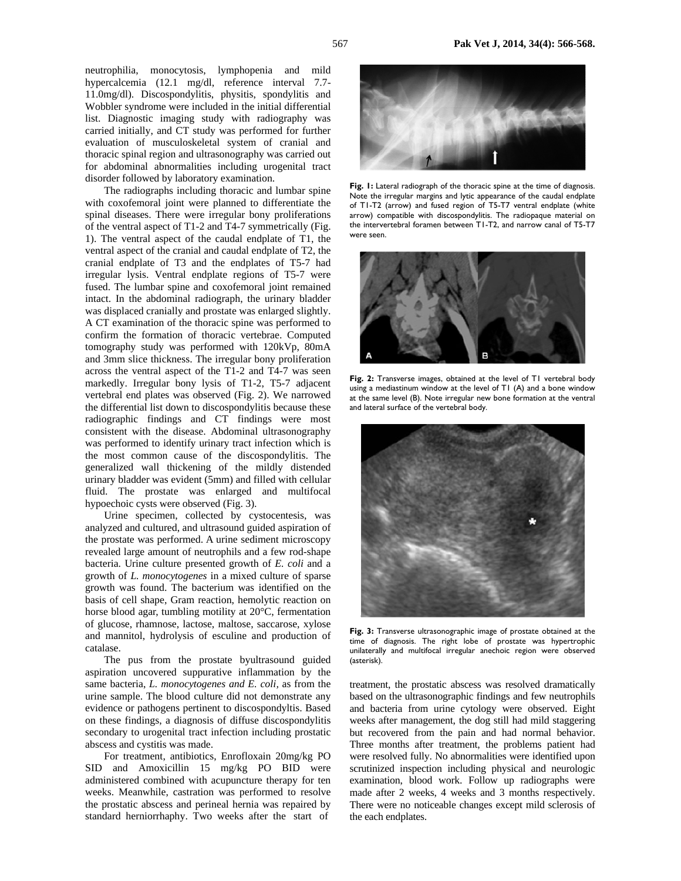neutrophilia, monocytosis, lymphopenia and mild hypercalcemia (12.1 mg/dl, reference interval 7.7-11.0mg/dl). Discospondylitis, physitis, spondylitis and Wobbler syndrome were included in the initial differential list. Diagnostic imaging study with radiography was carried initially, and CT study was performed for further evaluation of musculoskeletal system of cranial and thoracic spinal region and ultrasonography was carried out for abdominal abnormalities including urogenital tract disorder followed by laboratory examination.

The radiographs including thoracic and lumbar spine with coxofemoral joint were planned to differentiate the spinal diseases. There were irregular bony proliferations of the ventral aspect of T1-2 and T4-7 symmetrically (Fig. 1). The ventral aspect of the caudal endplate of T1, the ventral aspect of the cranial and caudal endplate of T2, the cranial endplate of T3 and the endplates of T5-7 had irregular lysis. Ventral endplate regions of T5-7 were fused. The lumbar spine and coxofemoral joint remained intact. In the abdominal radiograph, the urinary bladder was displaced cranially and prostate was enlarged slightly. A CT examination of the thoracic spine was performed to confirm the formation of thoracic vertebrae. Computed tomography study was performed with 120kVp, 80mA and 3mm slice thickness. The irregular bony proliferation across the ventral aspect of the T1-2 and T4-7 was seen markedly. Irregular bony lysis of T1-2, T5-7 adjacent vertebral end plates was observed (Fig. 2). We narrowed the differential list down to discospondylitis because these radiographic findings and CT findings were most consistent with the disease. Abdominal ultrasonography was performed to identify urinary tract infection which is the most common cause of the discospondylitis. The generalized wall thickening of the mildly distended urinary bladder was evident (5mm) and filled with cellular fluid. The prostate was enlarged and multifocal hypoechoic cysts were observed (Fig. 3).

Urine specimen, collected by cystocentesis, was analyzed and cultured, and ultrasound guided aspiration of the prostate was performed. A urine sediment microscopy revealed large amount of neutrophils and a few rod-shape bacteria. Urine culture presented growth of *E. coli* and a growth of *L. monocytogenes* in a mixed culture of sparse growth was found. The bacterium was identified on the basis of cell shape, Gram reaction, hemolytic reaction on horse blood agar, tumbling motility at 20°C, fermentation of glucose, rhamnose, lactose, maltose, saccarose, xylose and mannitol, hydrolysis of esculine and production of catalase.

The pus from the prostate byultrasound guided aspiration uncovered suppurative inflammation by the same bacteria, *L. monocytogenes and E. coli*, as from the urine sample. The blood culture did not demonstrate any evidence or pathogens pertinent to discospondyltis. Based on these findings, a diagnosis of diffuse discospondylitis secondary to urogenital tract infection including prostatic abscess and cystitis was made.

For treatment, antibiotics, Enrofloxain 20mg/kg PO SID and Amoxicillin 15 mg/kg PO BID were administered combined with acupuncture therapy for ten weeks. Meanwhile, castration was performed to resolve the prostatic abscess and perineal hernia was repaired by standard herniorrhaphy. Two weeks after the start of treatment, the prostatic abscess was resolved dramatically based on the ultrasonographic findings and few neutrophils and bacteria from urine cytology were observed. Eight weeks after management, the dog still had mild staggering but recovered from the pain and had normal behavior. Three months after treatment, the problems patient had were resolved fully. No abnormalities were identified upon scrutinized inspection including physical and neurologic examination, blood work. Follow up radiographs were made after 2 weeks, 4 weeks and 3 months respectively. There were no noticeable changes except mild sclerosis of the each endplates.

**Fig. 1:** Lateral radiograph of the thoracic spine at the time of diagnosis. Note the irregular margins and lytic appearance of the caudal endplate of T1-T2 (arrow) and fused region of T5-T7 ventral endplate (white arrow) compatible with discospondylitis. The radiopaque material on the intervertebral foramen between T1-T2, and narrow canal of T5-T7 were seen.

**Fig. 2:** Transverse images, obtained at the level of T1 vertebral body using a mediastinum window at the level of T1 (A) and a bone window at the same level (B). Note irregular new bone formation at the ventral and lateral surface of the vertebral body.

**Fig. 3:** Transverse ultrasonographic image of prostate obtained at the time of diagnosis. The right lobe of prostate was hypertrophic unilaterally and multifocal irregular anechoic region were observed (asterisk).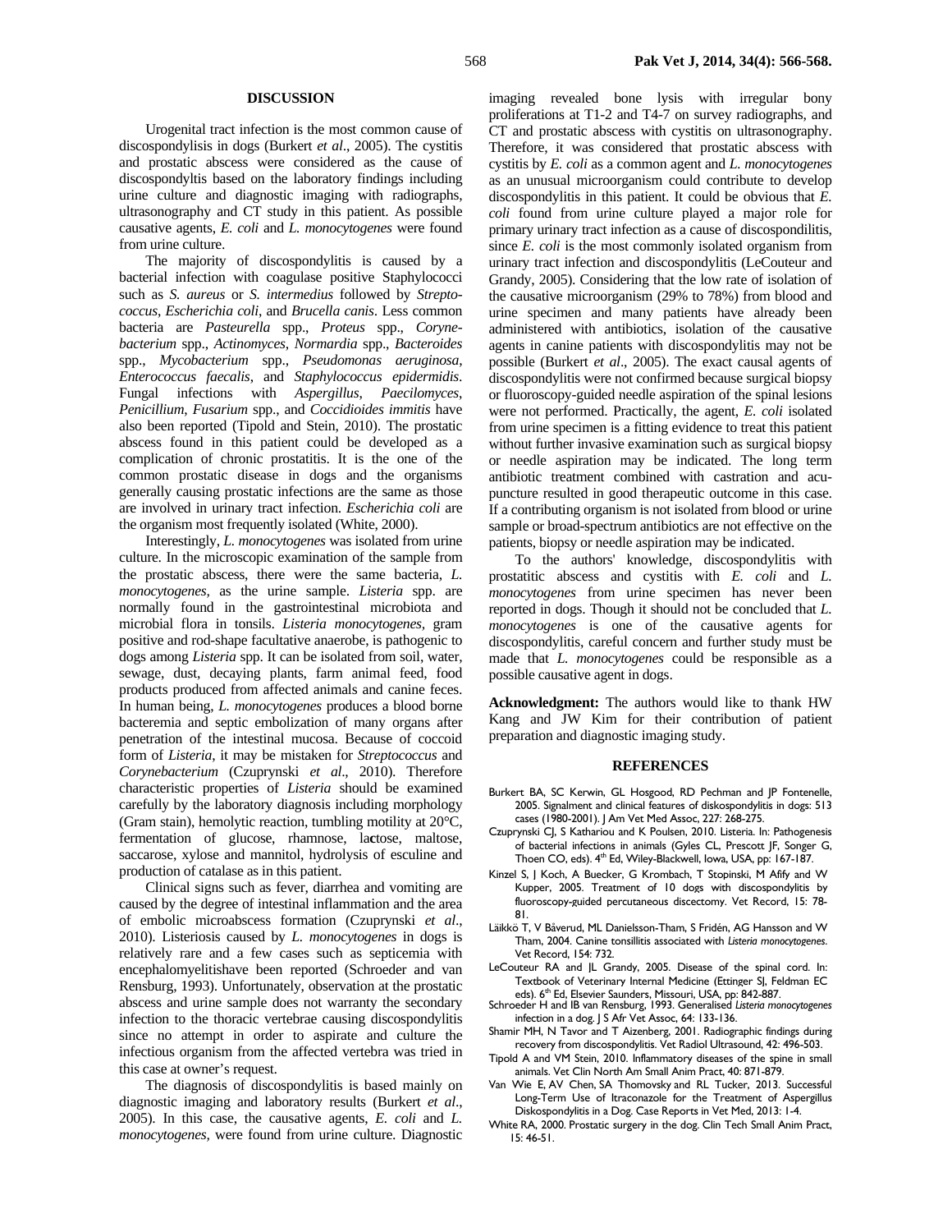## DISCUSSION

Urogenital tract infection is the most common cause of discospondylisis in dogs (Burkert *et al*., 2005). The cystitis and prostatic abscess were considered as the cause of discospondyltis based on the laboratory findings including urine culture and diagnostic imaging with radiographs, ultrasonography and CT study in this patient. As possible causative agents, *E. coli* and *L. monocytogenes* were found from urine culture.

The majority of discospondylitis is caused by a bacterial infection with coagulase positive Staphylococci such as *S. aureus* or *S. intermedius* followed by *Streptococcus*, *Escherichia coli*, and *Brucella canis*. Less common bacteria are *Pasteurella* spp., *Proteus* spp., *Corynebacterium* spp., *Actinomyces*, *Normardia* spp., *Bacteroides* spp., *Mycobacterium* spp., *Pseudomonas aeruginosa*, *Enterococcus faecalis*, and *Staphylococcus epidermidis*. Fungal infections with *Aspergillus*, *Paecilomyces*, *Penicillium*, *Fusarium* spp., and *Coccidioides immitis* have also been reported (Tipold and Stein, 2010). The prostatic abscess found in this patient could be developed as a complication of chronic prostatitis. It is the one of the common prostatic disease in dogs and the organisms generally causing prostatic infections are the same as those are involved in urinary tract infection. *Escherichia coli* are the organism most frequently isolated (White, 2000).

Interestingly, *L. monocytogenes* was isolated from urine culture. In the microscopic examination of the sample from the prostatic abscess, there were the same bacteria, *L. monocytogenes*, as the urine sample. *Listeria* spp. are normally found in the gastrointestinal microbiota and microbial flora in tonsils. *Listeria monocytogenes*, gram positive and rod-shape facultative anaerobe, is pathogenic to dogs among *Listeria* spp. It can be isolated from soil, water, sewage, dust, decaying plants, farm animal feed, food products produced from affected animals and canine feces. In human being, *L. monocytogenes* produces a blood borne bacteremia and septic embolization of many organs after penetration of the intestinal mucosa. Because of coccoid form of *Listeria*, it may be mistaken for *Streptococcus* and *Corynebacterium* (Czuprynski *et al*., 2010). Therefore characteristic properties of *Listeria* should be examined carefully by the laboratory diagnosis including morphology (Gram stain), hemolytic reaction, tumbling motility at 20°C, fermentation of glucose, rhamnose, lactose, maltose, saccarose, xylose and mannitol, hydrolysis of esculine and production of catalase as in this patient.

Clinical signs such as fever, diarrhea and vomiting are caused by the degree of intestinal inflammation and the area of embolic microabscess formation (Czuprynski *et al*., 2010). Listeriosis caused by *L. monocytogenes* in dogs is relatively rare and a few cases such as septicemia with encephalomyelitishave been reported (Schroeder and van Rensburg, 1993). Unfortunately, observation at the prostatic abscess and urine sample does not warranty the secondary infection to the thoracic vertebrae causing discospondylitis since no attempt in order to aspirate and culture the infectious organism from the affected vertebra was tried in this case at owner's request.

The diagnosis of discospondylitis is based mainly on diagnostic imaging and laboratory results (Burkert *et al*., 2005). In this case, the causative agents, *E. coli* and *L. monocytogenes*, were found from urine culture. Diagnostic imaging revealed bone lysis with irregular bony proliferations at T1-2 and T4-7 on survey radiographs, and CT and prostatic abscess with cystitis on ultrasonography. Therefore, it was considered that prostatic abscess with cystitis by *E. coli* as a common agent and *L. monocytogenes* as an unusual microorganism could contribute to develop discospondylitis in this patient. It could be obvious that *E. coli* found from urine culture played a major role for primary urinary tract infection as a cause of discospondilitis, since *E. coli* is the most commonly isolated organism from urinary tract infection and discospondylitis (LeCouteur and Grandy, 2005). Considering that the low rate of isolation of the causative microorganism (29% to 78%) from blood and urine specimen and many patients have already been administered with antibiotics, isolation of the causative agents in canine patients with discospondylitis may not be possible (Burkert *et al*., 2005). The exact causal agents of discospondylitis were not confirmed because surgical biopsy or fluoroscopy-guided needle aspiration of the spinal lesions were not performed. Practically, the agent, *E. coli* isolated from urine specimen is a fitting evidence to treat this patient without further invasive examination such as surgical biopsy or needle aspiration may be indicated. The long term antibiotic treatment combined with castration and acupuncture resulted in good therapeutic outcome in this case. If a contributing organism is not isolated from blood or urine sample or broad-spectrum antibiotics are not effective on the patients, biopsy or needle aspiration may be indicated.

To the authors' knowledge, discospondylitis with prostatitic abscess and cystitis with *E. coli* and *L. monocytogenes* from urine specimen has never been reported in dogs. Though it should not be concluded that *L. monocytogenes* is one of the causative agents for discospondylitis, careful concern and further study must be made that *L. monocytogenes* could be responsible as a possible causative agent in dogs.

**Acknowledgment:** The authors would like to thank HW Kang and JW Kim for their contribution of patient preparation and diagnostic imaging study.

## REFERENCES

Burkert BA, SC Kerwin, GL Hosgood, RD Pechman and JP Fontenelle, 2005. Signalment and clinical features of diskospondylitis in dogs: 513 cases (1980-2001). J Am Vet Med Assoc, 227: 268-275.

Czuprynski CJ, S Kathariou and K Poulsen, 2010. Listeria. In: Pathogenesis of bacterial infections in animals (Gyles CL, Prescott JF, Songer G, Thoen CO, eds). 4th Ed, Wiley-Blackwell, Iowa, USA, pp: 167-187.

Kinzel S, J Koch, A Buecker, G Krombach, T Stopinski, M Afify and W Kupper, 2005. Treatment of 10 dogs with discospondylitis by fluoroscopy-guided percutaneous discectomy. Vet Record, 15: 78-81.

Läikkö T, V Båverud, ML Danielsson-Tham, S Fridén, AG Hansson and W Tham, 2004. Canine tonsillitis associated with *Listeria monocytogenes*. Vet Record, 154: 732.

LeCouteur RA and JL Grandy, 2005. Disease of the spinal cord. In: Textbook of Veterinary Internal Medicine (Ettinger SJ, Feldman EC eds). 6th Ed, Elsevier Saunders, Missouri, USA, pp: 842-887.

Schroeder H and IB van Rensburg, 1993. Generalised *Listeria monocytogenes* infection in a dog. J S Afr Vet Assoc, 64: 133-136.

Shamir MH, N Tavor and T Aizenberg, 2001. Radiographic findings during recovery from discospondylitis. Vet Radiol Ultrasound, 42: 496-503.

Tipold A and VM Stein, 2010. Inflammatory diseases of the spine in small animals. Vet Clin North Am Small Anim Pract, 40: 871-879.

Van Wie E, AV Chen, SA Thomovsky and RL Tucker, 2013. Successful Long-Term Use of Itraconazole for the Treatment of Aspergillus Diskospondylitis in a Dog. Case Reports in Vet Med, 2013: 1-4.

White RA, 2000. Prostatic surgery in the dog. Clin Tech Small Anim Pract, 15: 46-51.